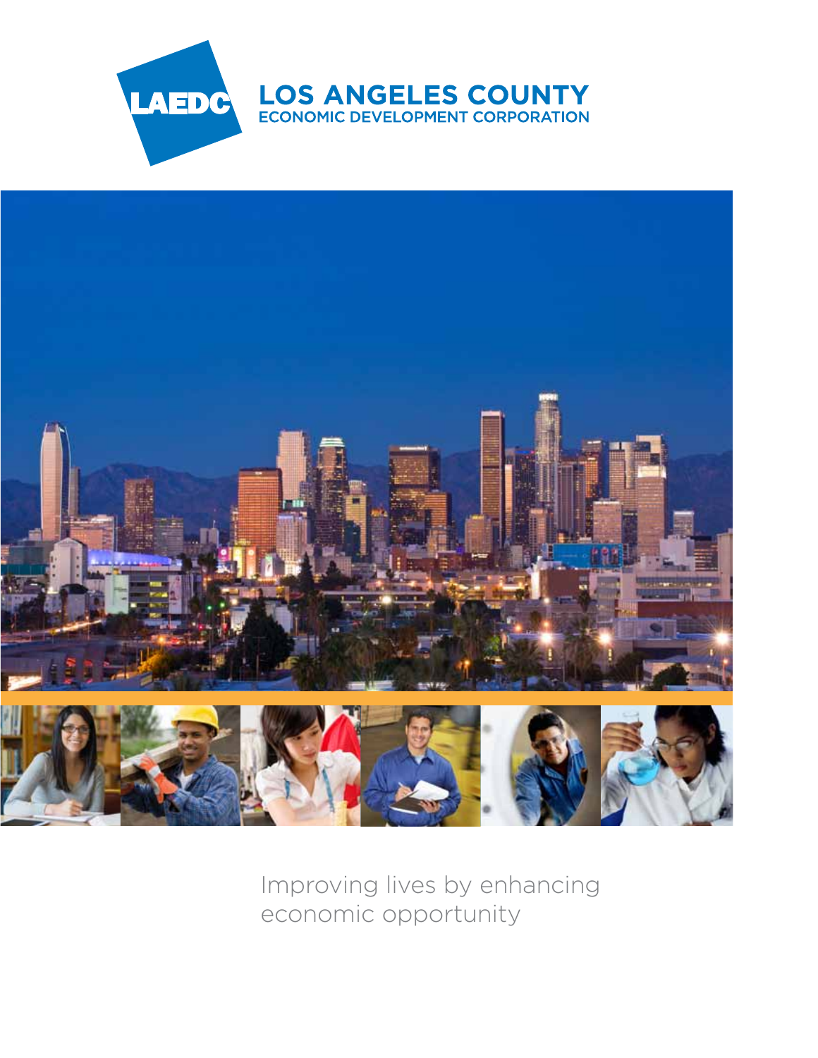LAEDC

# LOS ANGELES COUNTY
## ECONOMIC DEVELOPMENT CORPORATION

Improving lives by enhancing economic opportunity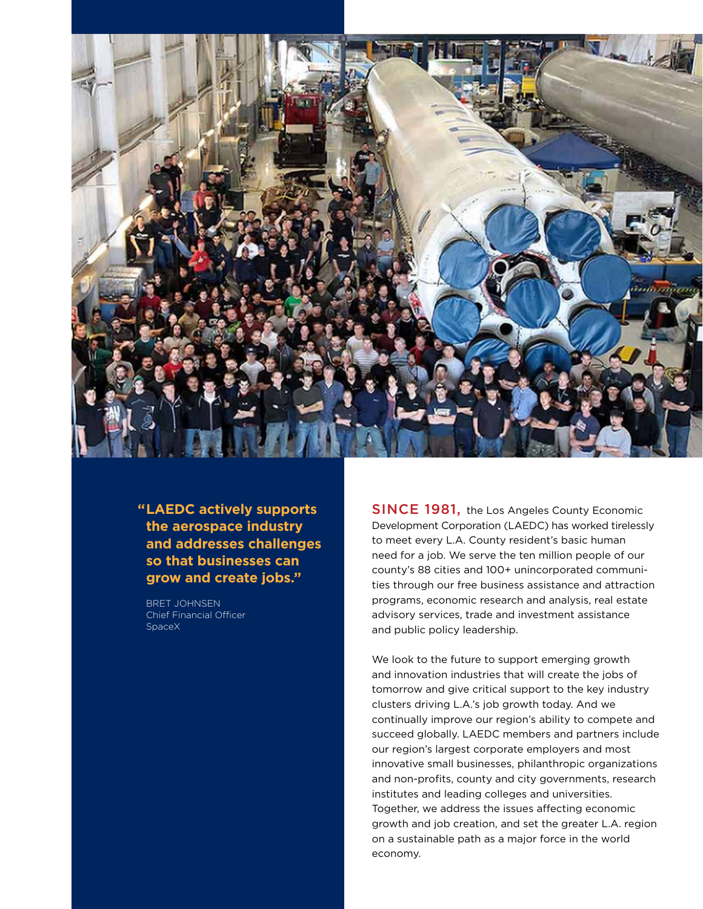> **"LAEDC actively supports the aerospace industry and addresses challenges so that businesses can grow and create jobs."**
>
> BRET JOHNSEN
> Chief Financial Officer
> SpaceX

**SINCE 1981,** the Los Angeles County Economic Development Corporation (LAEDC) has worked tirelessly to meet every L.A. County resident's basic human need for a job. We serve the ten million people of our county's 88 cities and 100+ unincorporated communities through our free business assistance and attraction programs, economic research and analysis, real estate advisory services, trade and investment assistance and public policy leadership.

We look to the future to support emerging growth and innovation industries that will create the jobs of tomorrow and give critical support to the key industry clusters driving L.A.'s job growth today. And we continually improve our region's ability to compete and succeed globally. LAEDC members and partners include our region's largest corporate employers and most innovative small businesses, philanthropic organizations and non-profits, county and city governments, research institutes and leading colleges and universities. Together, we address the issues affecting economic growth and job creation, and set the greater L.A. region on a sustainable path as a major force in the world economy.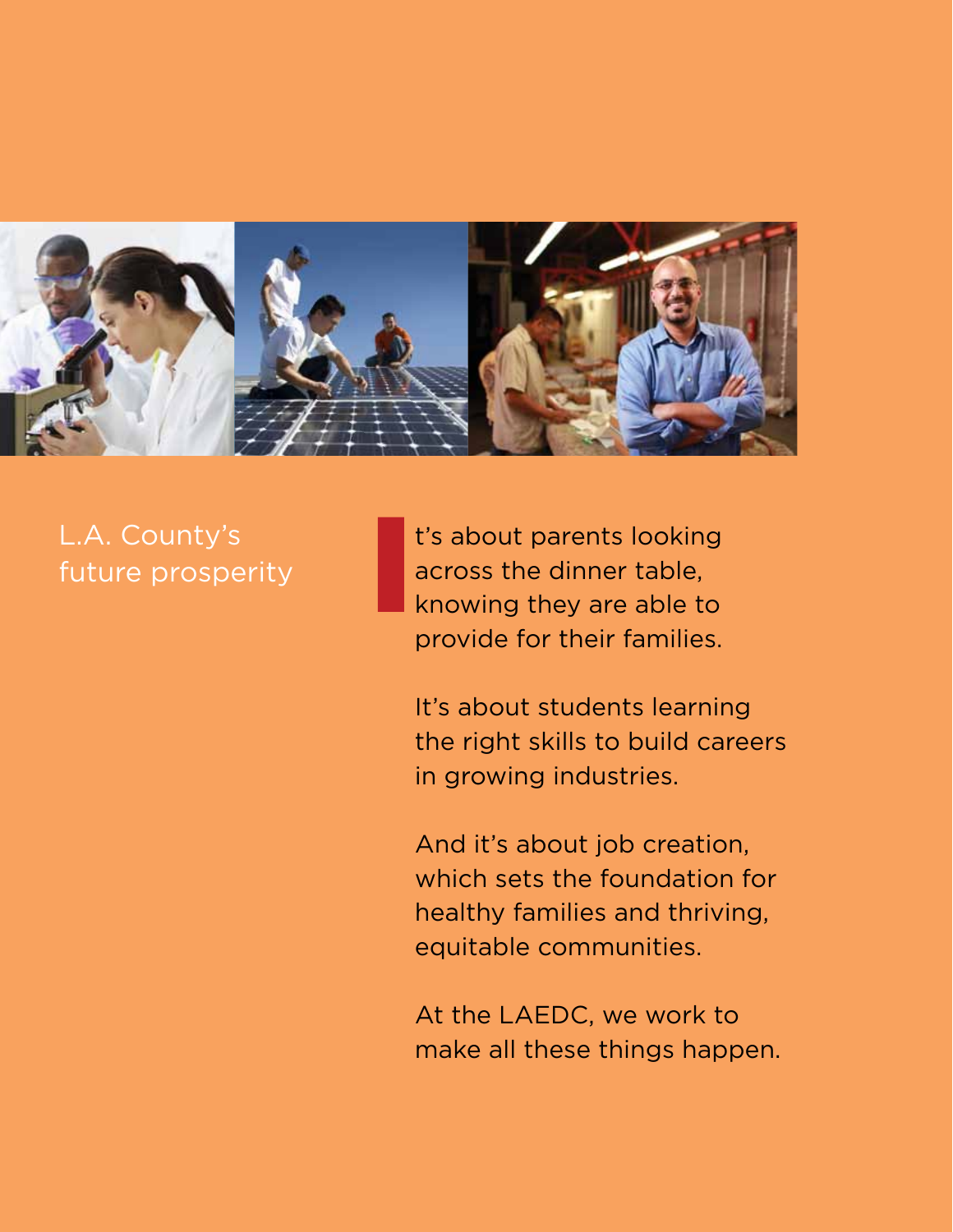## L.A. County's future prosperity

It's about parents looking across the dinner table, knowing they are able to provide for their families.

It's about students learning the right skills to build careers in growing industries.

And it's about job creation, which sets the foundation for healthy families and thriving, equitable communities.

At the LAEDC, we work to make all these things happen.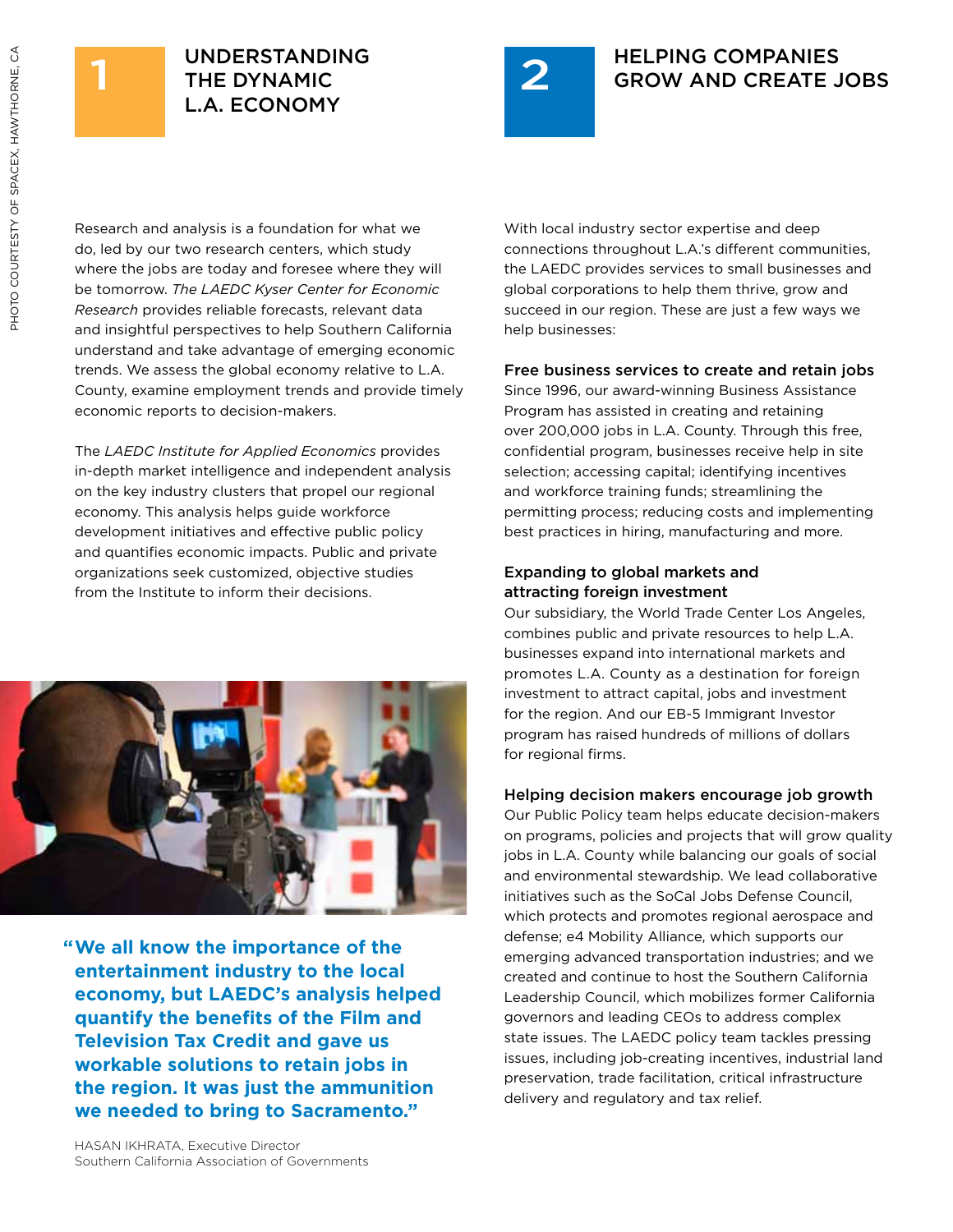PHOTO COURTESY OF SPACEX, HAWTHORNE, CA

## 1 UNDERSTANDING THE DYNAMIC L.A. ECONOMY

Research and analysis is a foundation for what we do, led by our two research centers, which study where the jobs are today and foresee where they will be tomorrow. *The LAEDC Kyser Center for Economic Research* provides reliable forecasts, relevant data and insightful perspectives to help Southern California understand and take advantage of emerging economic trends. We assess the global economy relative to L.A. County, examine employment trends and provide timely economic reports to decision-makers.

The *LAEDC Institute for Applied Economics* provides in-depth market intelligence and independent analysis on the key industry clusters that propel our regional economy. This analysis helps guide workforce development initiatives and effective public policy and quantifies economic impacts. Public and private organizations seek customized, objective studies from the Institute to inform their decisions.

**"We all know the importance of the entertainment industry to the local economy, but LAEDC's analysis helped quantify the benefits of the Film and Television Tax Credit and gave us workable solutions to retain jobs in the region. It was just the ammunition we needed to bring to Sacramento."**

HASAN IKHRATA, Executive Director
Southern California Association of Governments

## 2 HELPING COMPANIES GROW AND CREATE JOBS

With local industry sector expertise and deep connections throughout L.A.'s different communities, the LAEDC provides services to small businesses and global corporations to help them thrive, grow and succeed in our region. These are just a few ways we help businesses:

### Free business services to create and retain jobs

Since 1996, our award-winning Business Assistance Program has assisted in creating and retaining over 200,000 jobs in L.A. County. Through this free, confidential program, businesses receive help in site selection; accessing capital; identifying incentives and workforce training funds; streamlining the permitting process; reducing costs and implementing best practices in hiring, manufacturing and more.

### Expanding to global markets and attracting foreign investment

Our subsidiary, the World Trade Center Los Angeles, combines public and private resources to help L.A. businesses expand into international markets and promotes L.A. County as a destination for foreign investment to attract capital, jobs and investment for the region. And our EB-5 Immigrant Investor program has raised hundreds of millions of dollars for regional firms.

### Helping decision makers encourage job growth

Our Public Policy team helps educate decision-makers on programs, policies and projects that will grow quality jobs in L.A. County while balancing our goals of social and environmental stewardship. We lead collaborative initiatives such as the SoCal Jobs Defense Council, which protects and promotes regional aerospace and defense; e4 Mobility Alliance, which supports our emerging advanced transportation industries; and we created and continue to host the Southern California Leadership Council, which mobilizes former California governors and leading CEOs to address complex state issues. The LAEDC policy team tackles pressing issues, including job-creating incentives, industrial land preservation, trade facilitation, critical infrastructure delivery and regulatory and tax relief.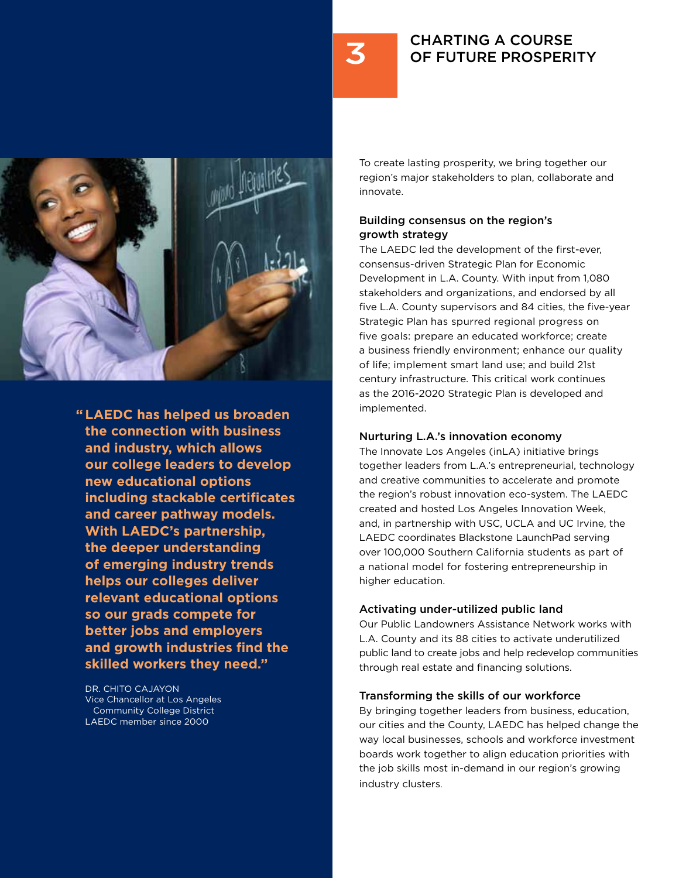# 3 CHARTING A COURSE OF FUTURE PROSPERITY

To create lasting prosperity, we bring together our region's major stakeholders to plan, collaborate and innovate.

### Building consensus on the region's growth strategy

The LAEDC led the development of the first-ever, consensus-driven Strategic Plan for Economic Development in L.A. County. With input from 1,080 stakeholders and organizations, and endorsed by all five L.A. County supervisors and 84 cities, the five-year Strategic Plan has spurred regional progress on five goals: prepare an educated workforce; create a business friendly environment; enhance our quality of life; implement smart land use; and build 21st century infrastructure. This critical work continues as the 2016-2020 Strategic Plan is developed and implemented.

### Nurturing L.A.'s innovation economy

The Innovate Los Angeles (inLA) initiative brings together leaders from L.A.'s entrepreneurial, technology and creative communities to accelerate and promote the region's robust innovation eco-system. The LAEDC created and hosted Los Angeles Innovation Week, and, in partnership with USC, UCLA and UC Irvine, the LAEDC coordinates Blackstone LaunchPad serving over 100,000 Southern California students as part of a national model for fostering entrepreneurship in higher education.

### Activating under-utilized public land

Our Public Landowners Assistance Network works with L.A. County and its 88 cities to activate underutilized public land to create jobs and help redevelop communities through real estate and financing solutions.

### Transforming the skills of our workforce

By bringing together leaders from business, education, our cities and the County, LAEDC has helped change the way local businesses, schools and workforce investment boards work together to align education priorities with the job skills most in-demand in our region's growing industry clusters.

**"LAEDC has helped us broaden the connection with business and industry, which allows our college leaders to develop new educational options including stackable certificates and career pathway models. With LAEDC's partnership, the deeper understanding of emerging industry trends helps our colleges deliver relevant educational options so our grads compete for better jobs and employers and growth industries find the skilled workers they need."**

DR. CHITO CAJAYON
Vice Chancellor at Los Angeles Community College District
LAEDC member since 2000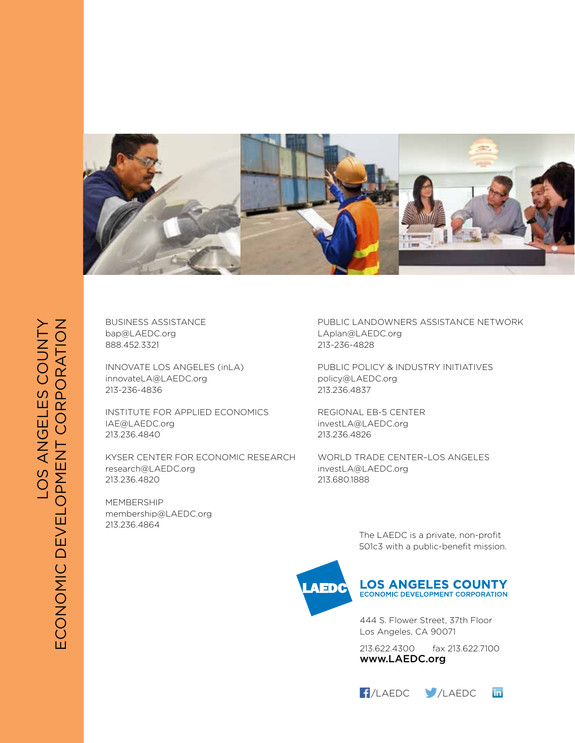LOS ANGELES COUNTY
ECONOMIC DEVELOPMENT CORPORATION

BUSINESS ASSISTANCE
bap@LAEDC.org
888.452.3321

INNOVATE LOS ANGELES (inLA)
innovateLA@LAEDC.org
213-236-4836

INSTITUTE FOR APPLIED ECONOMICS
IAE@LAEDC.org
213.236.4840

KYSER CENTER FOR ECONOMIC RESEARCH
research@LAEDC.org
213.236.4820

MEMBERSHIP
membership@LAEDC.org
213.236.4864

PUBLIC LANDOWNERS ASSISTANCE NETWORK
LAplan@LAEDC.org
213-236-4828

PUBLIC POLICY & INDUSTRY INITIATIVES
policy@LAEDC.org
213.236.4837

REGIONAL EB-5 CENTER
investLA@LAEDC.org
213.236.4826

WORLD TRADE CENTER–LOS ANGELES
investLA@LAEDC.org
213.680.1888

The LAEDC is a private, non-profit 501c3 with a public-benefit mission.

LAEDC

**LOS ANGELES COUNTY**
**ECONOMIC DEVELOPMENT CORPORATION**

444 S. Flower Street, 37th Floor
Los Angeles, CA 90071

213.622.4300 fax 213.622.7100
**www.LAEDC.org**

/LAEDC /LAEDC